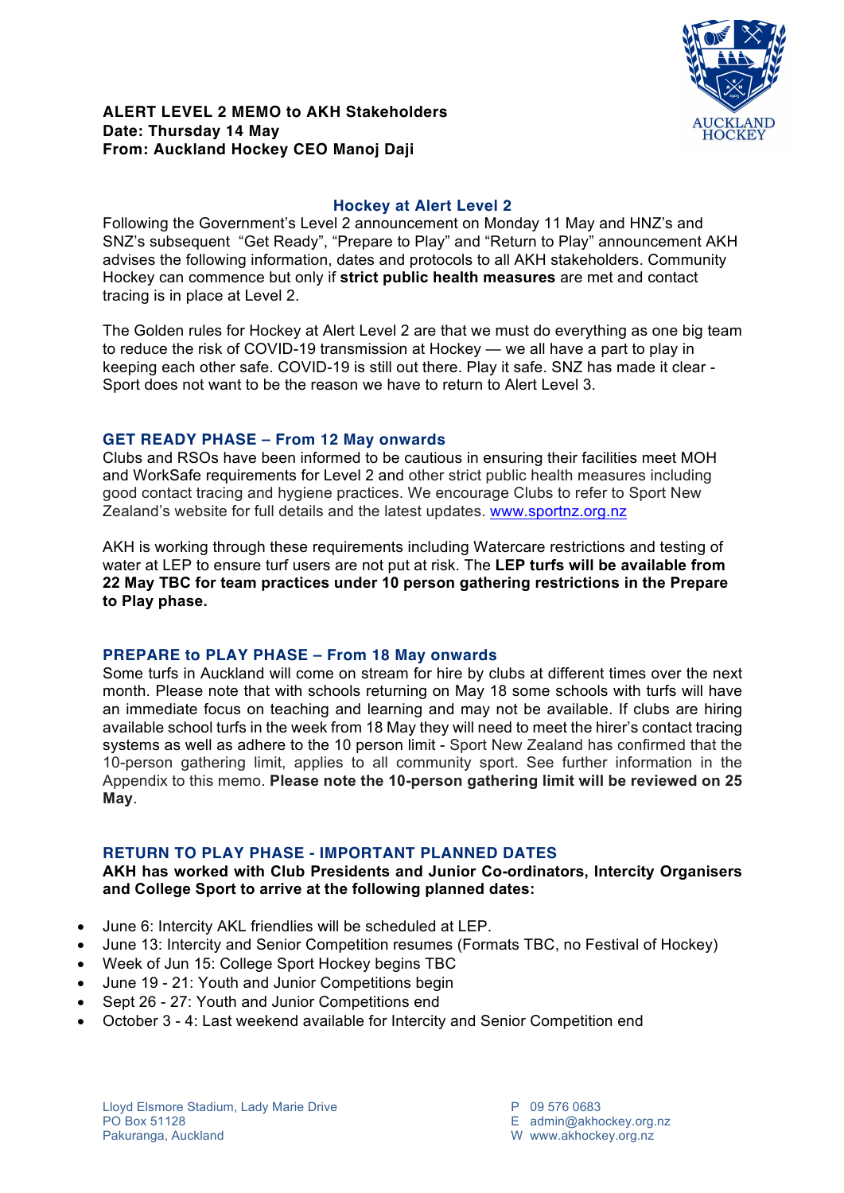**ALERT LEVEL 2 MEMO to AKH Stakeholders**
**Date: Thursday 14 May**
**From: Auckland Hockey CEO Manoj Daji**

## Hockey at Alert Level 2

Following the Government's Level 2 announcement on Monday 11 May and HNZ's and SNZ's subsequent "Get Ready", "Prepare to Play" and "Return to Play" announcement AKH advises the following information, dates and protocols to all AKH stakeholders. Community Hockey can commence but only if **strict public health measures** are met and contact tracing is in place at Level 2.

The Golden rules for Hockey at Alert Level 2 are that we must do everything as one big team to reduce the risk of COVID-19 transmission at Hockey — we all have a part to play in keeping each other safe. COVID-19 is still out there. Play it safe. SNZ has made it clear - Sport does not want to be the reason we have to return to Alert Level 3.

## GET READY PHASE – From 12 May onwards

Clubs and RSOs have been informed to be cautious in ensuring their facilities meet MOH and WorkSafe requirements for Level 2 and other strict public health measures including good contact tracing and hygiene practices. We encourage Clubs to refer to Sport New Zealand's website for full details and the latest updates. [www.sportnz.org.nz](http://www.sportnz.org.nz)

AKH is working through these requirements including Watercare restrictions and testing of water at LEP to ensure turf users are not put at risk. The **LEP turfs will be available from 22 May TBC for team practices under 10 person gathering restrictions in the Prepare to Play phase.**

## PREPARE to PLAY PHASE – From 18 May onwards

Some turfs in Auckland will come on stream for hire by clubs at different times over the next month. Please note that with schools returning on May 18 some schools with turfs will have an immediate focus on teaching and learning and may not be available. If clubs are hiring available school turfs in the week from 18 May they will need to meet the hirer's contact tracing systems as well as adhere to the 10 person limit - Sport New Zealand has confirmed that the 10-person gathering limit, applies to all community sport. See further information in the Appendix to this memo. **Please note the 10-person gathering limit will be reviewed on 25 May**.

## RETURN TO PLAY PHASE - IMPORTANT PLANNED DATES

**AKH has worked with Club Presidents and Junior Co-ordinators, Intercity Organisers and College Sport to arrive at the following planned dates:**

- June 6: Intercity AKL friendlies will be scheduled at LEP.
- June 13: Intercity and Senior Competition resumes (Formats TBC, no Festival of Hockey)
- Week of Jun 15: College Sport Hockey begins TBC
- June 19 - 21: Youth and Junior Competitions begin
- Sept 26 - 27: Youth and Junior Competitions end
- October 3 - 4: Last weekend available for Intercity and Senior Competition end

Lloyd Elsmore Stadium, Lady Marie Drive
PO Box 51128
Pakuranga, Auckland

P 09 576 0683
E admin@akhockey.org.nz
W www.akhockey.org.nz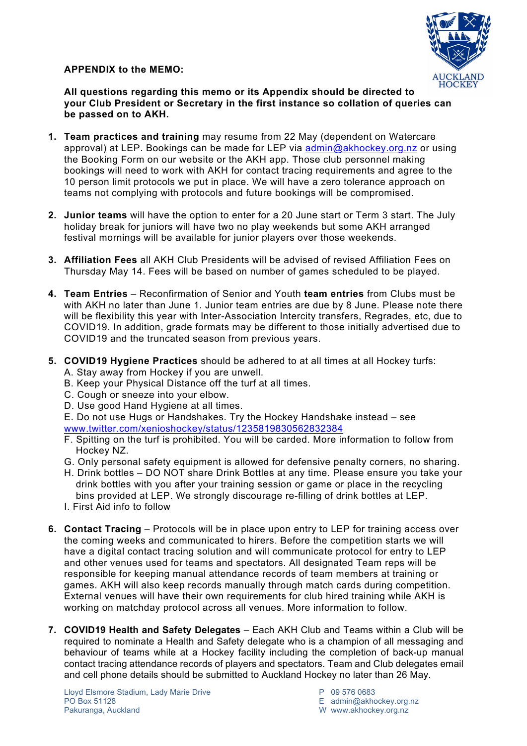**APPENDIX to the MEMO:**

**All questions regarding this memo or its Appendix should be directed to your Club President or Secretary in the first instance so collation of queries can be passed on to AKH.**

1. **Team practices and training** may resume from 22 May (dependent on Watercare approval) at LEP. Bookings can be made for LEP via admin@akhockey.org.nz or using the Booking Form on our website or the AKH app. Those club personnel making bookings will need to work with AKH for contact tracing requirements and agree to the 10 person limit protocols we put in place. We will have a zero tolerance approach on teams not complying with protocols and future bookings will be compromised.

2. **Junior teams** will have the option to enter for a 20 June start or Term 3 start. The July holiday break for juniors will have two no play weekends but some AKH arranged festival mornings will be available for junior players over those weekends.

3. **Affiliation Fees** all AKH Club Presidents will be advised of revised Affiliation Fees on Thursday May 14. Fees will be based on number of games scheduled to be played.

4. **Team Entries** – Reconfirmation of Senior and Youth **team entries** from Clubs must be with AKH no later than June 1. Junior team entries are due by 8 June. Please note there will be flexibility this year with Inter-Association Intercity transfers, Regrades, etc, due to COVID19. In addition, grade formats may be different to those initially advertised due to COVID19 and the truncated season from previous years.

5. **COVID19 Hygiene Practices** should be adhered to at all times at all Hockey turfs:
   A. Stay away from Hockey if you are unwell.
   B. Keep your Physical Distance off the turf at all times.
   C. Cough or sneeze into your elbow.
   D. Use good Hand Hygiene at all times.
   E. Do not use Hugs or Handshakes. Try the Hockey Handshake instead – see www.twitter.com/xenioshockey/status/1235819830562832384
   F. Spitting on the turf is prohibited. You will be carded. More information to follow from Hockey NZ.
   G. Only personal safety equipment is allowed for defensive penalty corners, no sharing.
   H. Drink bottles – DO NOT share Drink Bottles at any time. Please ensure you take your drink bottles with you after your training session or game or place in the recycling bins provided at LEP. We strongly discourage re-filling of drink bottles at LEP.
   I. First Aid info to follow

6. **Contact Tracing** – Protocols will be in place upon entry to LEP for training access over the coming weeks and communicated to hirers. Before the competition starts we will have a digital contact tracing solution and will communicate protocol for entry to LEP and other venues used for teams and spectators. All designated Team reps will be responsible for keeping manual attendance records of team members at training or games. AKH will also keep records manually through match cards during competition. External venues will have their own requirements for club hired training while AKH is working on matchday protocol across all venues. More information to follow.

7. **COVID19 Health and Safety Delegates** – Each AKH Club and Teams within a Club will be required to nominate a Health and Safety delegate who is a champion of all messaging and behaviour of teams while at a Hockey facility including the completion of back-up manual contact tracing attendance records of players and spectators. Team and Club delegates email and cell phone details should be submitted to Auckland Hockey no later than 26 May.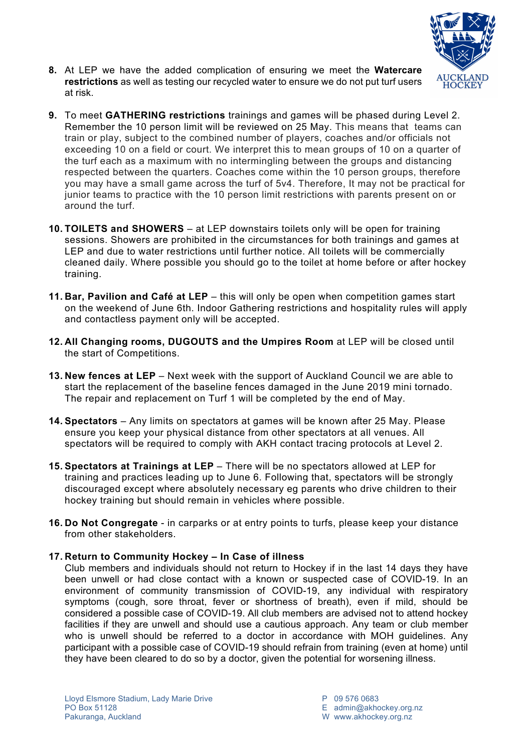8. At LEP we have the added complication of ensuring we meet the **Watercare restrictions** as well as testing our recycled water to ensure we do not put turf users at risk.

9. To meet **GATHERING restrictions** trainings and games will be phased during Level 2. Remember the 10 person limit will be reviewed on 25 May. This means that teams can train or play, subject to the combined number of players, coaches and/or officials not exceeding 10 on a field or court. We interpret this to mean groups of 10 on a quarter of the turf each as a maximum with no intermingling between the groups and distancing respected between the quarters. Coaches come within the 10 person groups, therefore you may have a small game across the turf of 5v4. Therefore, It may not be practical for junior teams to practice with the 10 person limit restrictions with parents present on or around the turf.

10. **TOILETS and SHOWERS** – at LEP downstairs toilets only will be open for training sessions. Showers are prohibited in the circumstances for both trainings and games at LEP and due to water restrictions until further notice. All toilets will be commercially cleaned daily. Where possible you should go to the toilet at home before or after hockey training.

11. **Bar, Pavilion and Café at LEP** – this will only be open when competition games start on the weekend of June 6th. Indoor Gathering restrictions and hospitality rules will apply and contactless payment only will be accepted.

12. **All Changing rooms, DUGOUTS and the Umpires Room** at LEP will be closed until the start of Competitions.

13. **New fences at LEP** – Next week with the support of Auckland Council we are able to start the replacement of the baseline fences damaged in the June 2019 mini tornado. The repair and replacement on Turf 1 will be completed by the end of May.

14. **Spectators** – Any limits on spectators at games will be known after 25 May. Please ensure you keep your physical distance from other spectators at all venues. All spectators will be required to comply with AKH contact tracing protocols at Level 2.

15. **Spectators at Trainings at LEP** – There will be no spectators allowed at LEP for training and practices leading up to June 6. Following that, spectators will be strongly discouraged except where absolutely necessary eg parents who drive children to their hockey training but should remain in vehicles where possible.

16. **Do Not Congregate** - in carparks or at entry points to turfs, please keep your distance from other stakeholders.

17. **Return to Community Hockey – In Case of illness**
    Club members and individuals should not return to Hockey if in the last 14 days they have been unwell or had close contact with a known or suspected case of COVID-19. In an environment of community transmission of COVID-19, any individual with respiratory symptoms (cough, sore throat, fever or shortness of breath), even if mild, should be considered a possible case of COVID-19. All club members are advised not to attend hockey facilities if they are unwell and should use a cautious approach. Any team or club member who is unwell should be referred to a doctor in accordance with MOH guidelines. Any participant with a possible case of COVID-19 should refrain from training (even at home) until they have been cleared to do so by a doctor, given the potential for worsening illness.

Lloyd Elsmore Stadium, Lady Marie Drive
PO Box 51128
Pakuranga, Auckland

P 09 576 0683
E admin@akhockey.org.nz
W www.akhockey.org.nz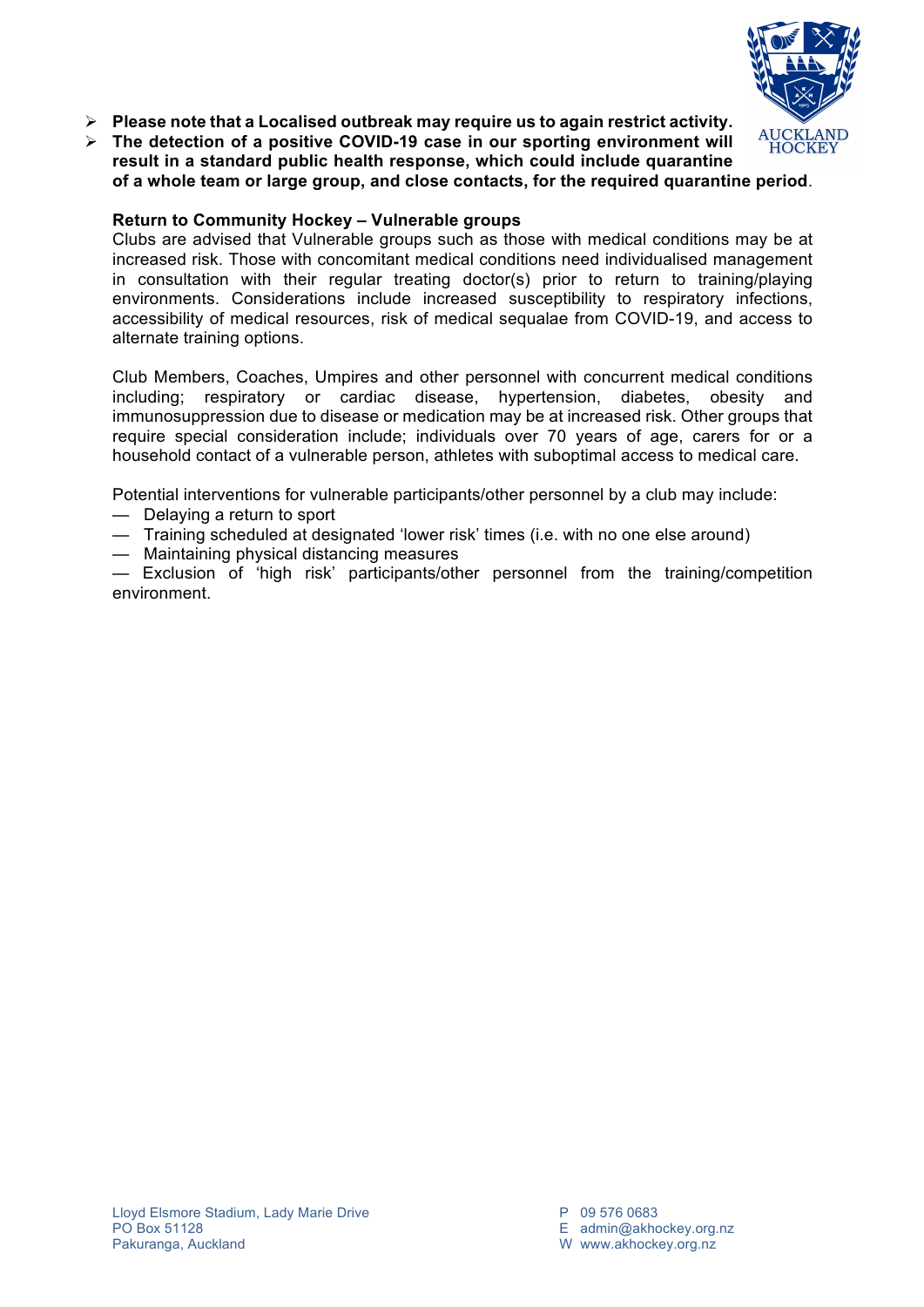- **Please note that a Localised outbreak may require us to again restrict activity.**
- **The detection of a positive COVID-19 case in our sporting environment will result in a standard public health response, which could include quarantine of a whole team or large group, and close contacts, for the required quarantine period**.

**Return to Community Hockey – Vulnerable groups**

Clubs are advised that Vulnerable groups such as those with medical conditions may be at increased risk. Those with concomitant medical conditions need individualised management in consultation with their regular treating doctor(s) prior to return to training/playing environments. Considerations include increased susceptibility to respiratory infections, accessibility of medical resources, risk of medical sequalae from COVID-19, and access to alternate training options.

Club Members, Coaches, Umpires and other personnel with concurrent medical conditions including; respiratory or cardiac disease, hypertension, diabetes, obesity and immunosuppression due to disease or medication may be at increased risk. Other groups that require special consideration include; individuals over 70 years of age, carers for or a household contact of a vulnerable person, athletes with suboptimal access to medical care.

Potential interventions for vulnerable participants/other personnel by a club may include:

— Delaying a return to sport
— Training scheduled at designated 'lower risk' times (i.e. with no one else around)
— Maintaining physical distancing measures
— Exclusion of 'high risk' participants/other personnel from the training/competition environment.